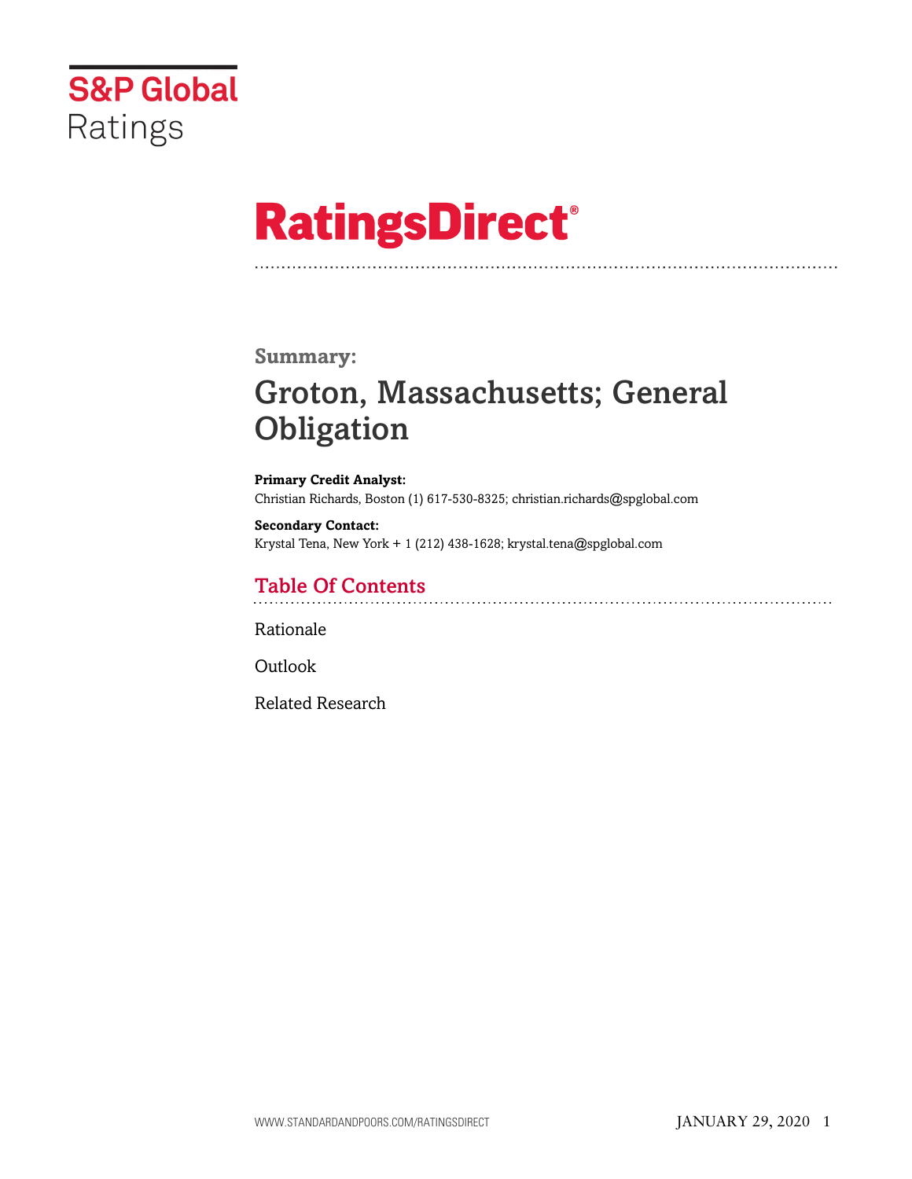S&P Global Ratings

# RatingsDirect®

## Summary:

# Groton, Massachusetts; General Obligation

**Primary Credit Analyst:**
Christian Richards, Boston (1) 617-530-8325; christian.richards@spglobal.com

**Secondary Contact:**
Krystal Tena, New York + 1 (212) 438-1628; krystal.tena@spglobal.com

## Table Of Contents

Rationale

Outlook

Related Research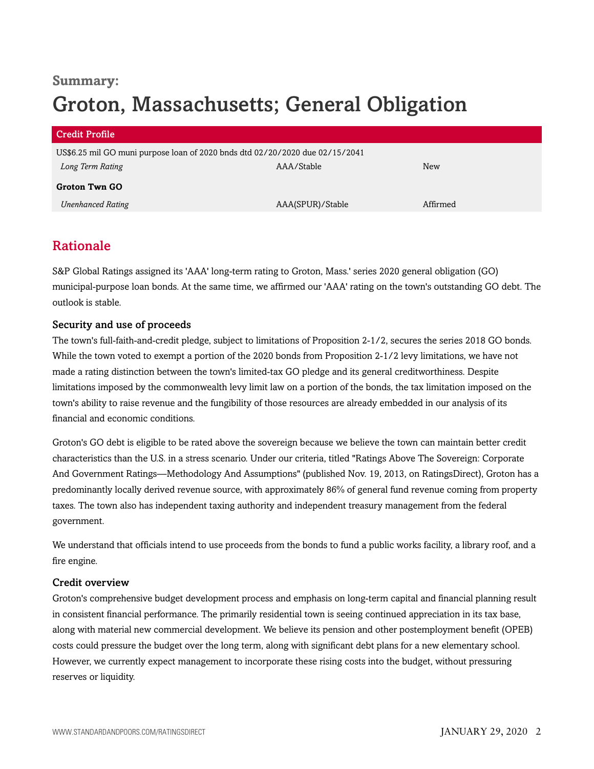**Summary:**

# Groton, Massachusetts; General Obligation

| Credit Profile | | |
|---|---|---|
| US$6.25 mil GO muni purpose loan of 2020 bnds dtd 02/20/2020 due 02/15/2041 | | |
| *Long Term Rating* | AAA/Stable | New |
| **Groton Twn GO** | | |
| *Unenhanced Rating* | AAA(SPUR)/Stable | Affirmed |

## Rationale

S&P Global Ratings assigned its 'AAA' long-term rating to Groton, Mass.' series 2020 general obligation (GO) municipal-purpose loan bonds. At the same time, we affirmed our 'AAA' rating on the town's outstanding GO debt. The outlook is stable.

### Security and use of proceeds

The town's full-faith-and-credit pledge, subject to limitations of Proposition 2-1/2, secures the series 2018 GO bonds. While the town voted to exempt a portion of the 2020 bonds from Proposition 2-1/2 levy limitations, we have not made a rating distinction between the town's limited-tax GO pledge and its general creditworthiness. Despite limitations imposed by the commonwealth levy limit law on a portion of the bonds, the tax limitation imposed on the town's ability to raise revenue and the fungibility of those resources are already embedded in our analysis of its financial and economic conditions.

Groton's GO debt is eligible to be rated above the sovereign because we believe the town can maintain better credit characteristics than the U.S. in a stress scenario. Under our criteria, titled "Ratings Above The Sovereign: Corporate And Government Ratings—Methodology And Assumptions" (published Nov. 19, 2013, on RatingsDirect), Groton has a predominantly locally derived revenue source, with approximately 86% of general fund revenue coming from property taxes. The town also has independent taxing authority and independent treasury management from the federal government.

We understand that officials intend to use proceeds from the bonds to fund a public works facility, a library roof, and a fire engine.

### Credit overview

Groton's comprehensive budget development process and emphasis on long-term capital and financial planning result in consistent financial performance. The primarily residential town is seeing continued appreciation in its tax base, along with material new commercial development. We believe its pension and other postemployment benefit (OPEB) costs could pressure the budget over the long term, along with significant debt plans for a new elementary school. However, we currently expect management to incorporate these rising costs into the budget, without pressuring reserves or liquidity.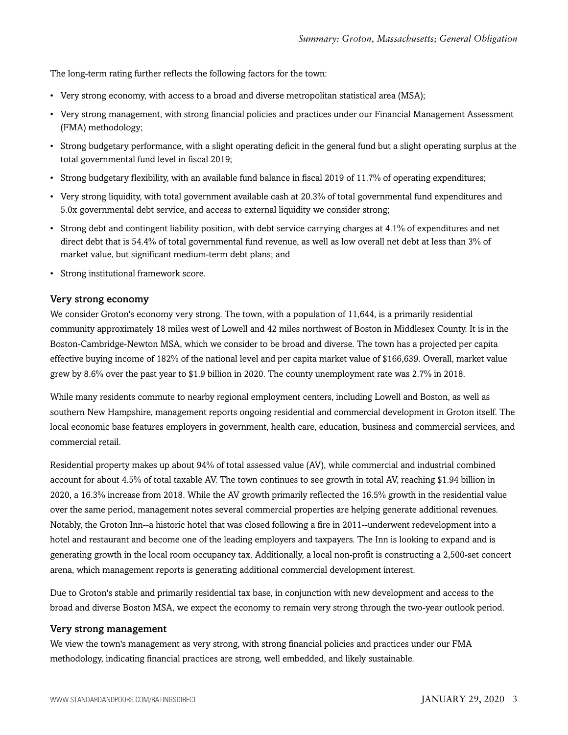The long-term rating further reflects the following factors for the town:

- Very strong economy, with access to a broad and diverse metropolitan statistical area (MSA);
- Very strong management, with strong financial policies and practices under our Financial Management Assessment (FMA) methodology;
- Strong budgetary performance, with a slight operating deficit in the general fund but a slight operating surplus at the total governmental fund level in fiscal 2019;
- Strong budgetary flexibility, with an available fund balance in fiscal 2019 of 11.7% of operating expenditures;
- Very strong liquidity, with total government available cash at 20.3% of total governmental fund expenditures and 5.0x governmental debt service, and access to external liquidity we consider strong;
- Strong debt and contingent liability position, with debt service carrying charges at 4.1% of expenditures and net direct debt that is 54.4% of total governmental fund revenue, as well as low overall net debt at less than 3% of market value, but significant medium-term debt plans; and
- Strong institutional framework score.

### Very strong economy

We consider Groton's economy very strong. The town, with a population of 11,644, is a primarily residential community approximately 18 miles west of Lowell and 42 miles northwest of Boston in Middlesex County. It is in the Boston-Cambridge-Newton MSA, which we consider to be broad and diverse. The town has a projected per capita effective buying income of 182% of the national level and per capita market value of $166,639. Overall, market value grew by 8.6% over the past year to $1.9 billion in 2020. The county unemployment rate was 2.7% in 2018.

While many residents commute to nearby regional employment centers, including Lowell and Boston, as well as southern New Hampshire, management reports ongoing residential and commercial development in Groton itself. The local economic base features employers in government, health care, education, business and commercial services, and commercial retail.

Residential property makes up about 94% of total assessed value (AV), while commercial and industrial combined account for about 4.5% of total taxable AV. The town continues to see growth in total AV, reaching $1.94 billion in 2020, a 16.3% increase from 2018. While the AV growth primarily reflected the 16.5% growth in the residential value over the same period, management notes several commercial properties are helping generate additional revenues. Notably, the Groton Inn--a historic hotel that was closed following a fire in 2011--underwent redevelopment into a hotel and restaurant and become one of the leading employers and taxpayers. The Inn is looking to expand and is generating growth in the local room occupancy tax. Additionally, a local non-profit is constructing a 2,500-set concert arena, which management reports is generating additional commercial development interest.

Due to Groton's stable and primarily residential tax base, in conjunction with new development and access to the broad and diverse Boston MSA, we expect the economy to remain very strong through the two-year outlook period.

### Very strong management

We view the town's management as very strong, with strong financial policies and practices under our FMA methodology, indicating financial practices are strong, well embedded, and likely sustainable.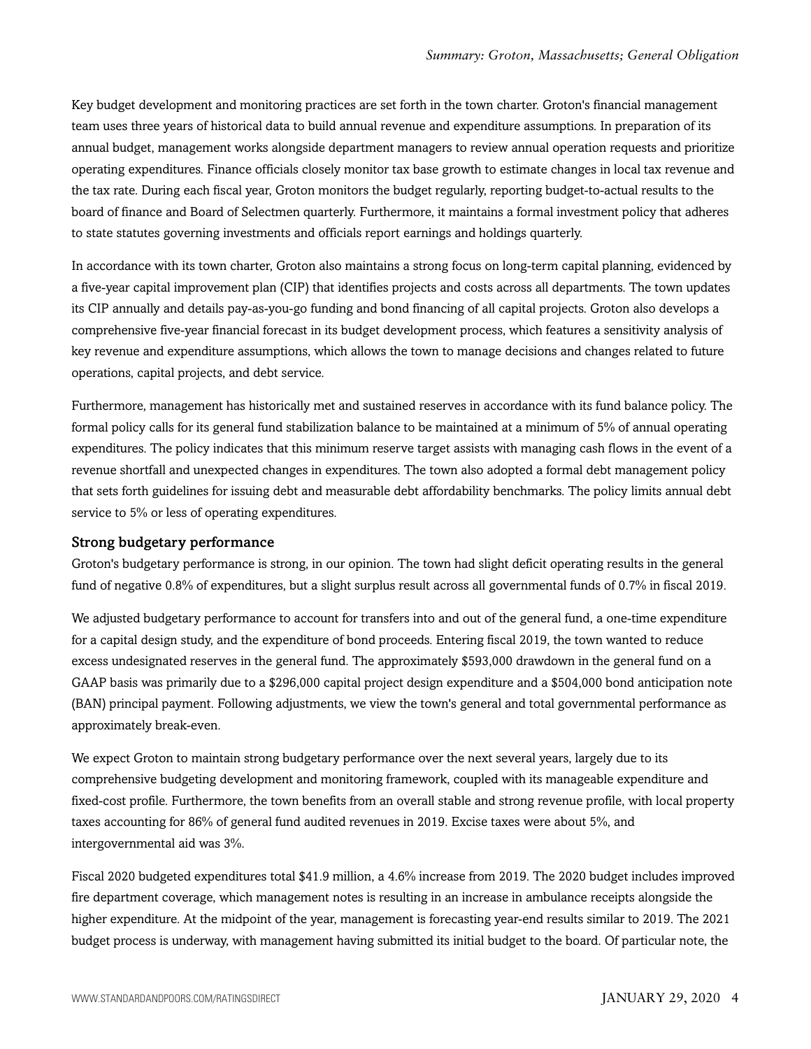Key budget development and monitoring practices are set forth in the town charter. Groton's financial management team uses three years of historical data to build annual revenue and expenditure assumptions. In preparation of its annual budget, management works alongside department managers to review annual operation requests and prioritize operating expenditures. Finance officials closely monitor tax base growth to estimate changes in local tax revenue and the tax rate. During each fiscal year, Groton monitors the budget regularly, reporting budget-to-actual results to the board of finance and Board of Selectmen quarterly. Furthermore, it maintains a formal investment policy that adheres to state statutes governing investments and officials report earnings and holdings quarterly.

In accordance with its town charter, Groton also maintains a strong focus on long-term capital planning, evidenced by a five-year capital improvement plan (CIP) that identifies projects and costs across all departments. The town updates its CIP annually and details pay-as-you-go funding and bond financing of all capital projects. Groton also develops a comprehensive five-year financial forecast in its budget development process, which features a sensitivity analysis of key revenue and expenditure assumptions, which allows the town to manage decisions and changes related to future operations, capital projects, and debt service.

Furthermore, management has historically met and sustained reserves in accordance with its fund balance policy. The formal policy calls for its general fund stabilization balance to be maintained at a minimum of 5% of annual operating expenditures. The policy indicates that this minimum reserve target assists with managing cash flows in the event of a revenue shortfall and unexpected changes in expenditures. The town also adopted a formal debt management policy that sets forth guidelines for issuing debt and measurable debt affordability benchmarks. The policy limits annual debt service to 5% or less of operating expenditures.

### Strong budgetary performance

Groton's budgetary performance is strong, in our opinion. The town had slight deficit operating results in the general fund of negative 0.8% of expenditures, but a slight surplus result across all governmental funds of 0.7% in fiscal 2019.

We adjusted budgetary performance to account for transfers into and out of the general fund, a one-time expenditure for a capital design study, and the expenditure of bond proceeds. Entering fiscal 2019, the town wanted to reduce excess undesignated reserves in the general fund. The approximately $593,000 drawdown in the general fund on a GAAP basis was primarily due to a $296,000 capital project design expenditure and a $504,000 bond anticipation note (BAN) principal payment. Following adjustments, we view the town's general and total governmental performance as approximately break-even.

We expect Groton to maintain strong budgetary performance over the next several years, largely due to its comprehensive budgeting development and monitoring framework, coupled with its manageable expenditure and fixed-cost profile. Furthermore, the town benefits from an overall stable and strong revenue profile, with local property taxes accounting for 86% of general fund audited revenues in 2019. Excise taxes were about 5%, and intergovernmental aid was 3%.

Fiscal 2020 budgeted expenditures total $41.9 million, a 4.6% increase from 2019. The 2020 budget includes improved fire department coverage, which management notes is resulting in an increase in ambulance receipts alongside the higher expenditure. At the midpoint of the year, management is forecasting year-end results similar to 2019. The 2021 budget process is underway, with management having submitted its initial budget to the board. Of particular note, the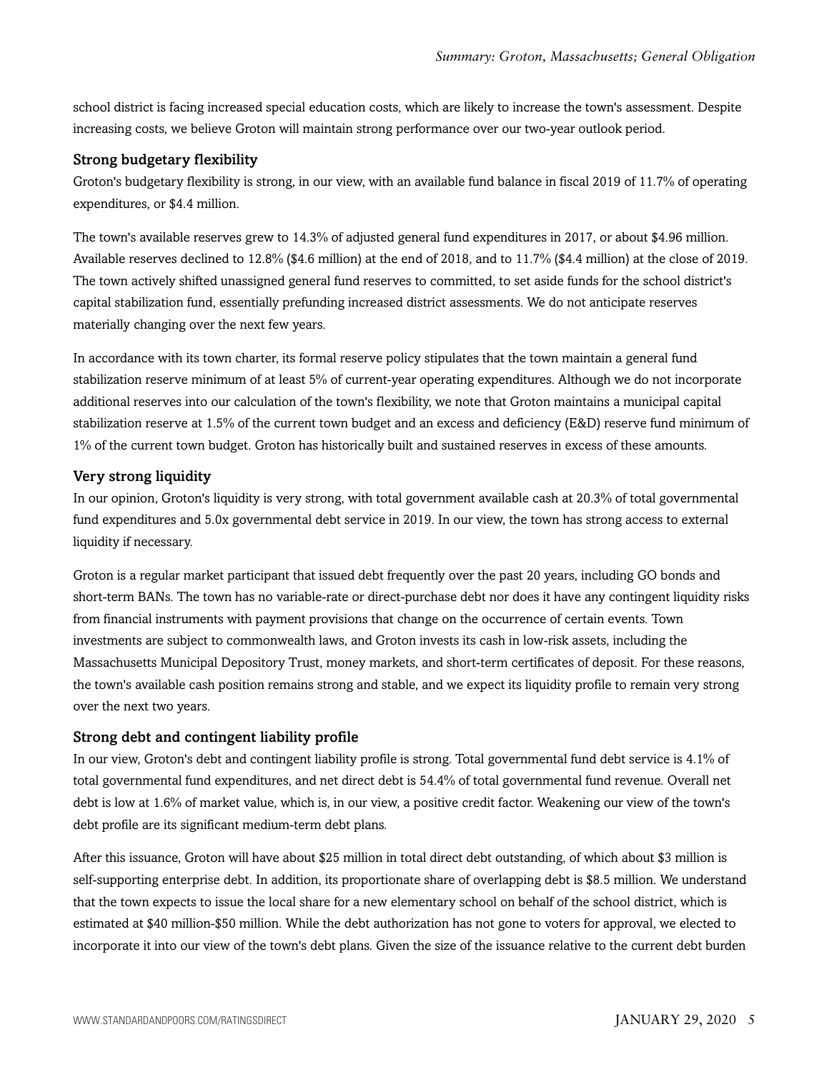school district is facing increased special education costs, which are likely to increase the town's assessment. Despite increasing costs, we believe Groton will maintain strong performance over our two-year outlook period.

### Strong budgetary flexibility

Groton's budgetary flexibility is strong, in our view, with an available fund balance in fiscal 2019 of 11.7% of operating expenditures, or $4.4 million.

The town's available reserves grew to 14.3% of adjusted general fund expenditures in 2017, or about $4.96 million. Available reserves declined to 12.8% ($4.6 million) at the end of 2018, and to 11.7% ($4.4 million) at the close of 2019. The town actively shifted unassigned general fund reserves to committed, to set aside funds for the school district's capital stabilization fund, essentially prefunding increased district assessments. We do not anticipate reserves materially changing over the next few years.

In accordance with its town charter, its formal reserve policy stipulates that the town maintain a general fund stabilization reserve minimum of at least 5% of current-year operating expenditures. Although we do not incorporate additional reserves into our calculation of the town's flexibility, we note that Groton maintains a municipal capital stabilization reserve at 1.5% of the current town budget and an excess and deficiency (E&D) reserve fund minimum of 1% of the current town budget. Groton has historically built and sustained reserves in excess of these amounts.

### Very strong liquidity

In our opinion, Groton's liquidity is very strong, with total government available cash at 20.3% of total governmental fund expenditures and 5.0x governmental debt service in 2019. In our view, the town has strong access to external liquidity if necessary.

Groton is a regular market participant that issued debt frequently over the past 20 years, including GO bonds and short-term BANs. The town has no variable-rate or direct-purchase debt nor does it have any contingent liquidity risks from financial instruments with payment provisions that change on the occurrence of certain events. Town investments are subject to commonwealth laws, and Groton invests its cash in low-risk assets, including the Massachusetts Municipal Depository Trust, money markets, and short-term certificates of deposit. For these reasons, the town's available cash position remains strong and stable, and we expect its liquidity profile to remain very strong over the next two years.

### Strong debt and contingent liability profile

In our view, Groton's debt and contingent liability profile is strong. Total governmental fund debt service is 4.1% of total governmental fund expenditures, and net direct debt is 54.4% of total governmental fund revenue. Overall net debt is low at 1.6% of market value, which is, in our view, a positive credit factor. Weakening our view of the town's debt profile are its significant medium-term debt plans.

After this issuance, Groton will have about $25 million in total direct debt outstanding, of which about $3 million is self-supporting enterprise debt. In addition, its proportionate share of overlapping debt is $8.5 million. We understand that the town expects to issue the local share for a new elementary school on behalf of the school district, which is estimated at $40 million-$50 million. While the debt authorization has not gone to voters for approval, we elected to incorporate it into our view of the town's debt plans. Given the size of the issuance relative to the current debt burden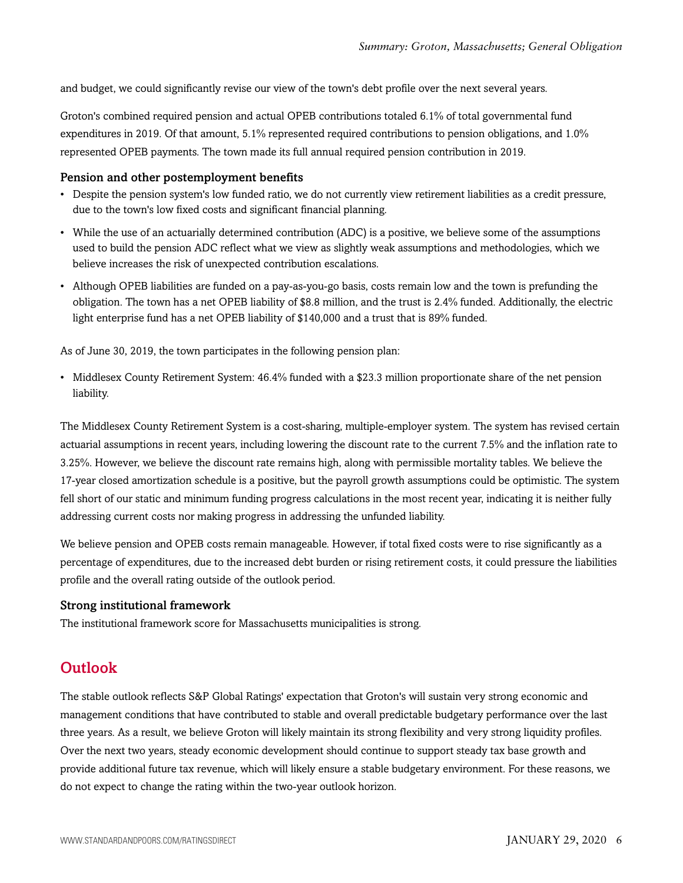and budget, we could significantly revise our view of the town's debt profile over the next several years.

Groton's combined required pension and actual OPEB contributions totaled 6.1% of total governmental fund expenditures in 2019. Of that amount, 5.1% represented required contributions to pension obligations, and 1.0% represented OPEB payments. The town made its full annual required pension contribution in 2019.

### Pension and other postemployment benefits

- Despite the pension system's low funded ratio, we do not currently view retirement liabilities as a credit pressure, due to the town's low fixed costs and significant financial planning.
- While the use of an actuarially determined contribution (ADC) is a positive, we believe some of the assumptions used to build the pension ADC reflect what we view as slightly weak assumptions and methodologies, which we believe increases the risk of unexpected contribution escalations.
- Although OPEB liabilities are funded on a pay-as-you-go basis, costs remain low and the town is prefunding the obligation. The town has a net OPEB liability of $8.8 million, and the trust is 2.4% funded. Additionally, the electric light enterprise fund has a net OPEB liability of $140,000 and a trust that is 89% funded.

As of June 30, 2019, the town participates in the following pension plan:

- Middlesex County Retirement System: 46.4% funded with a $23.3 million proportionate share of the net pension liability.

The Middlesex County Retirement System is a cost-sharing, multiple-employer system. The system has revised certain actuarial assumptions in recent years, including lowering the discount rate to the current 7.5% and the inflation rate to 3.25%. However, we believe the discount rate remains high, along with permissible mortality tables. We believe the 17-year closed amortization schedule is a positive, but the payroll growth assumptions could be optimistic. The system fell short of our static and minimum funding progress calculations in the most recent year, indicating it is neither fully addressing current costs nor making progress in addressing the unfunded liability.

We believe pension and OPEB costs remain manageable. However, if total fixed costs were to rise significantly as a percentage of expenditures, due to the increased debt burden or rising retirement costs, it could pressure the liabilities profile and the overall rating outside of the outlook period.

### Strong institutional framework

The institutional framework score for Massachusetts municipalities is strong.

## Outlook

The stable outlook reflects S&P Global Ratings' expectation that Groton's will sustain very strong economic and management conditions that have contributed to stable and overall predictable budgetary performance over the last three years. As a result, we believe Groton will likely maintain its strong flexibility and very strong liquidity profiles. Over the next two years, steady economic development should continue to support steady tax base growth and provide additional future tax revenue, which will likely ensure a stable budgetary environment. For these reasons, we do not expect to change the rating within the two-year outlook horizon.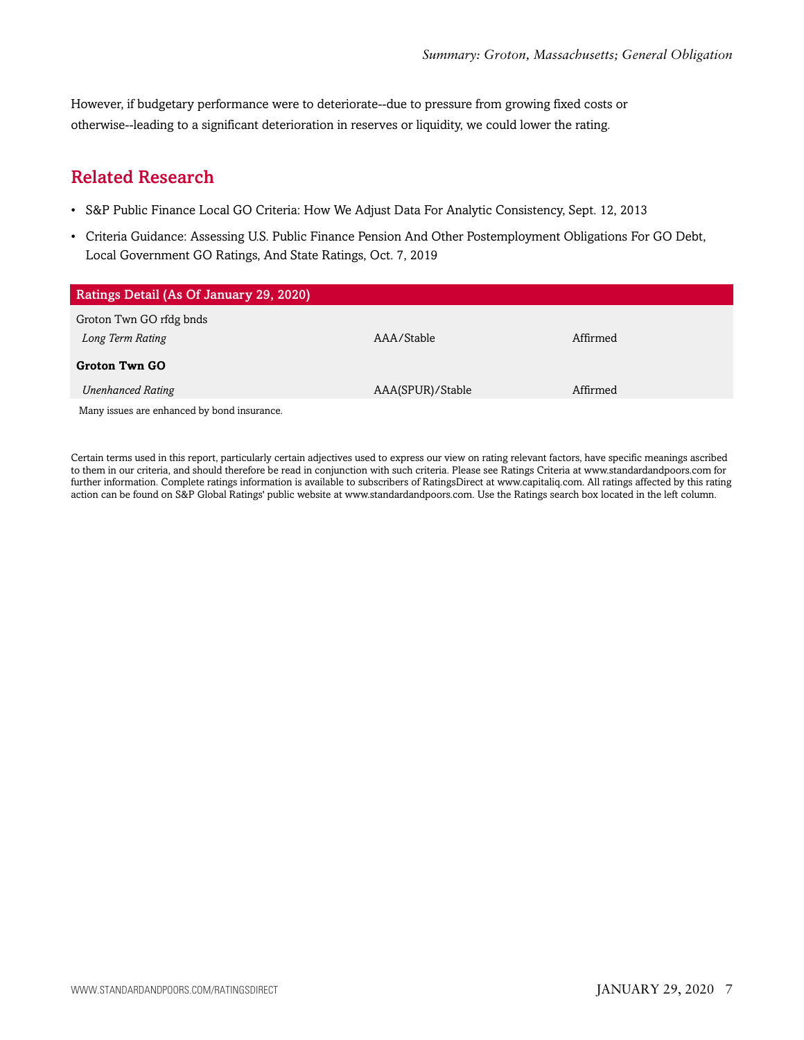However, if budgetary performance were to deteriorate--due to pressure from growing fixed costs or otherwise--leading to a significant deterioration in reserves or liquidity, we could lower the rating.

## Related Research

- S&P Public Finance Local GO Criteria: How We Adjust Data For Analytic Consistency, Sept. 12, 2013
- Criteria Guidance: Assessing U.S. Public Finance Pension And Other Postemployment Obligations For GO Debt, Local Government GO Ratings, And State Ratings, Oct. 7, 2019

| Ratings Detail (As Of January 29, 2020) | | |
|---|---|---|
| Groton Twn GO rfdg bnds | | |
| *Long Term Rating* | AAA/Stable | Affirmed |
| **Groton Twn GO** | | |
| *Unenhanced Rating* | AAA(SPUR)/Stable | Affirmed |

Many issues are enhanced by bond insurance.

Certain terms used in this report, particularly certain adjectives used to express our view on rating relevant factors, have specific meanings ascribed to them in our criteria, and should therefore be read in conjunction with such criteria. Please see Ratings Criteria at www.standardandpoors.com for further information. Complete ratings information is available to subscribers of RatingsDirect at www.capitaliq.com. All ratings affected by this rating action can be found on S&P Global Ratings' public website at www.standardandpoors.com. Use the Ratings search box located in the left column.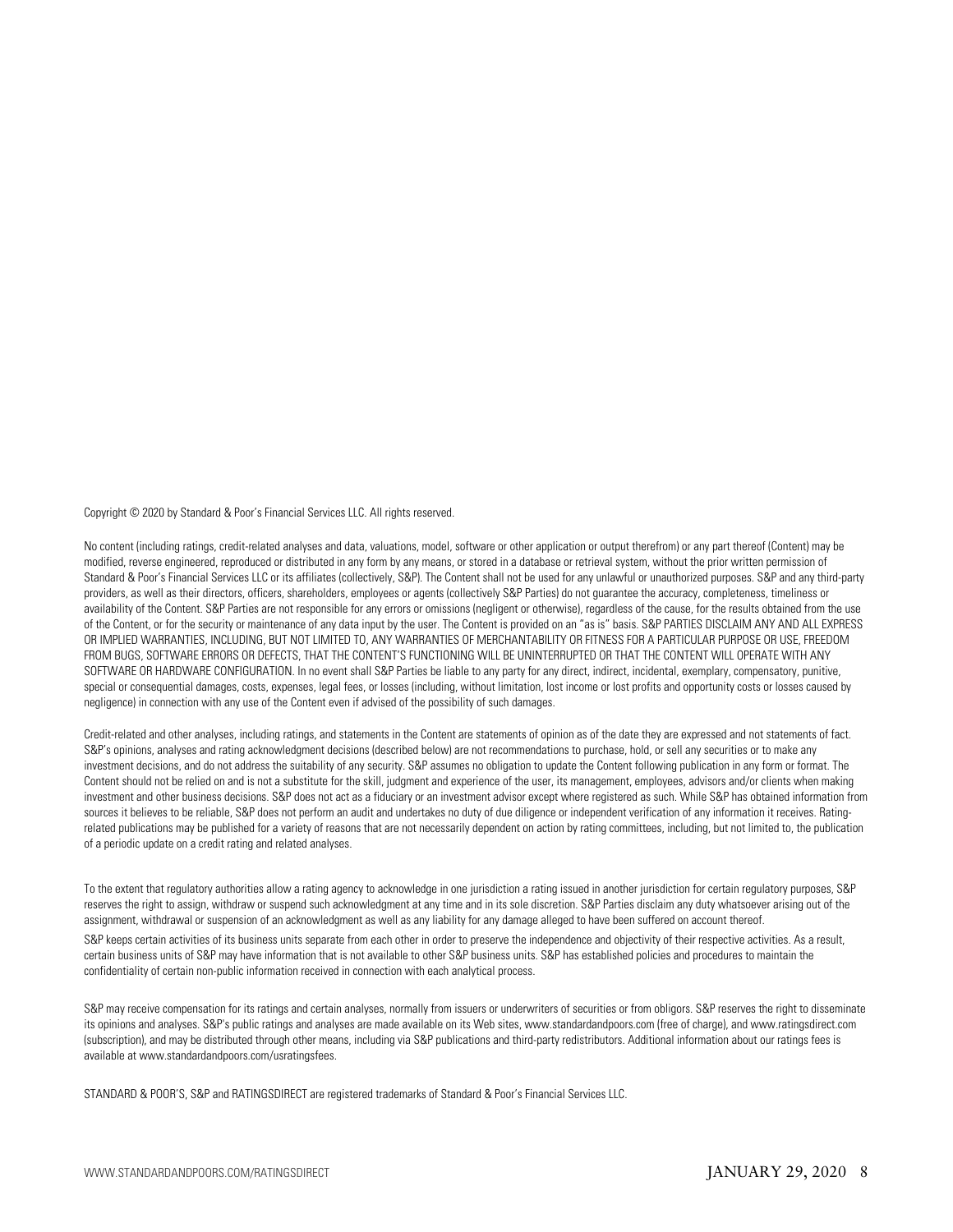Copyright © 2020 by Standard & Poor's Financial Services LLC. All rights reserved.

No content (including ratings, credit-related analyses and data, valuations, model, software or other application or output therefrom) or any part thereof (Content) may be modified, reverse engineered, reproduced or distributed in any form by any means, or stored in a database or retrieval system, without the prior written permission of Standard & Poor's Financial Services LLC or its affiliates (collectively, S&P). The Content shall not be used for any unlawful or unauthorized purposes. S&P and any third-party providers, as well as their directors, officers, shareholders, employees or agents (collectively S&P Parties) do not guarantee the accuracy, completeness, timeliness or availability of the Content. S&P Parties are not responsible for any errors or omissions (negligent or otherwise), regardless of the cause, for the results obtained from the use of the Content, or for the security or maintenance of any data input by the user. The Content is provided on an "as is" basis. S&P PARTIES DISCLAIM ANY AND ALL EXPRESS OR IMPLIED WARRANTIES, INCLUDING, BUT NOT LIMITED TO, ANY WARRANTIES OF MERCHANTABILITY OR FITNESS FOR A PARTICULAR PURPOSE OR USE, FREEDOM FROM BUGS, SOFTWARE ERRORS OR DEFECTS, THAT THE CONTENT'S FUNCTIONING WILL BE UNINTERRUPTED OR THAT THE CONTENT WILL OPERATE WITH ANY SOFTWARE OR HARDWARE CONFIGURATION. In no event shall S&P Parties be liable to any party for any direct, indirect, incidental, exemplary, compensatory, punitive, special or consequential damages, costs, expenses, legal fees, or losses (including, without limitation, lost income or lost profits and opportunity costs or losses caused by negligence) in connection with any use of the Content even if advised of the possibility of such damages.

Credit-related and other analyses, including ratings, and statements in the Content are statements of opinion as of the date they are expressed and not statements of fact. S&P's opinions, analyses and rating acknowledgment decisions (described below) are not recommendations to purchase, hold, or sell any securities or to make any investment decisions, and do not address the suitability of any security. S&P assumes no obligation to update the Content following publication in any form or format. The Content should not be relied on and is not a substitute for the skill, judgment and experience of the user, its management, employees, advisors and/or clients when making investment and other business decisions. S&P does not act as a fiduciary or an investment advisor except where registered as such. While S&P has obtained information from sources it believes to be reliable, S&P does not perform an audit and undertakes no duty of due diligence or independent verification of any information it receives. Rating-related publications may be published for a variety of reasons that are not necessarily dependent on action by rating committees, including, but not limited to, the publication of a periodic update on a credit rating and related analyses.

To the extent that regulatory authorities allow a rating agency to acknowledge in one jurisdiction a rating issued in another jurisdiction for certain regulatory purposes, S&P reserves the right to assign, withdraw or suspend such acknowledgment at any time and in its sole discretion. S&P Parties disclaim any duty whatsoever arising out of the assignment, withdrawal or suspension of an acknowledgment as well as any liability for any damage alleged to have been suffered on account thereof.

S&P keeps certain activities of its business units separate from each other in order to preserve the independence and objectivity of their respective activities. As a result, certain business units of S&P may have information that is not available to other S&P business units. S&P has established policies and procedures to maintain the confidentiality of certain non-public information received in connection with each analytical process.

S&P may receive compensation for its ratings and certain analyses, normally from issuers or underwriters of securities or from obligors. S&P reserves the right to disseminate its opinions and analyses. S&P's public ratings and analyses are made available on its Web sites, www.standardandpoors.com (free of charge), and www.ratingsdirect.com (subscription), and may be distributed through other means, including via S&P publications and third-party redistributors. Additional information about our ratings fees is available at www.standardandpoors.com/usratingsfees.

STANDARD & POOR'S, S&P and RATINGSDIRECT are registered trademarks of Standard & Poor's Financial Services LLC.